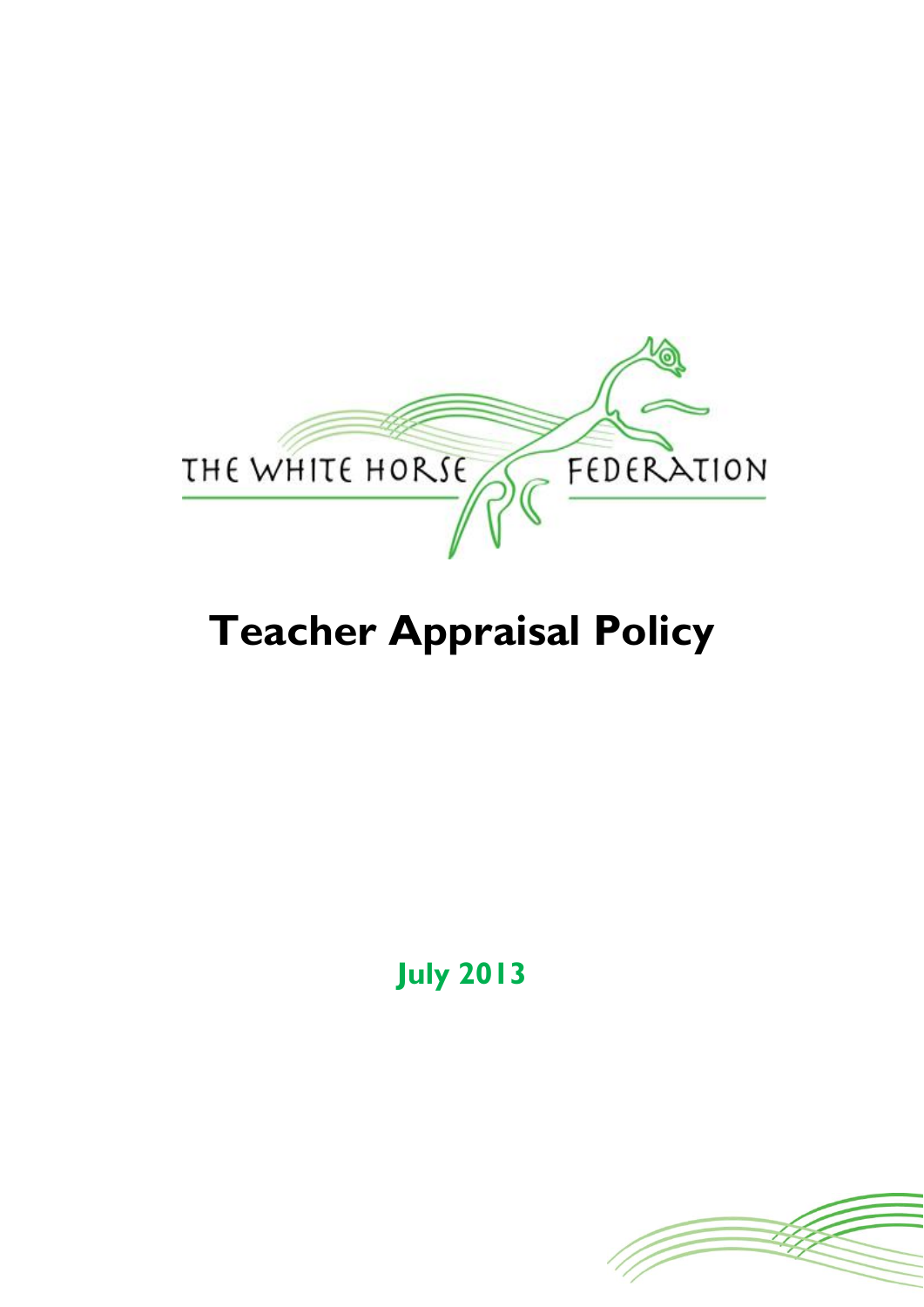THE WHITE HORSE FEDERATION

# Teacher Appraisal Policy

**July 2013**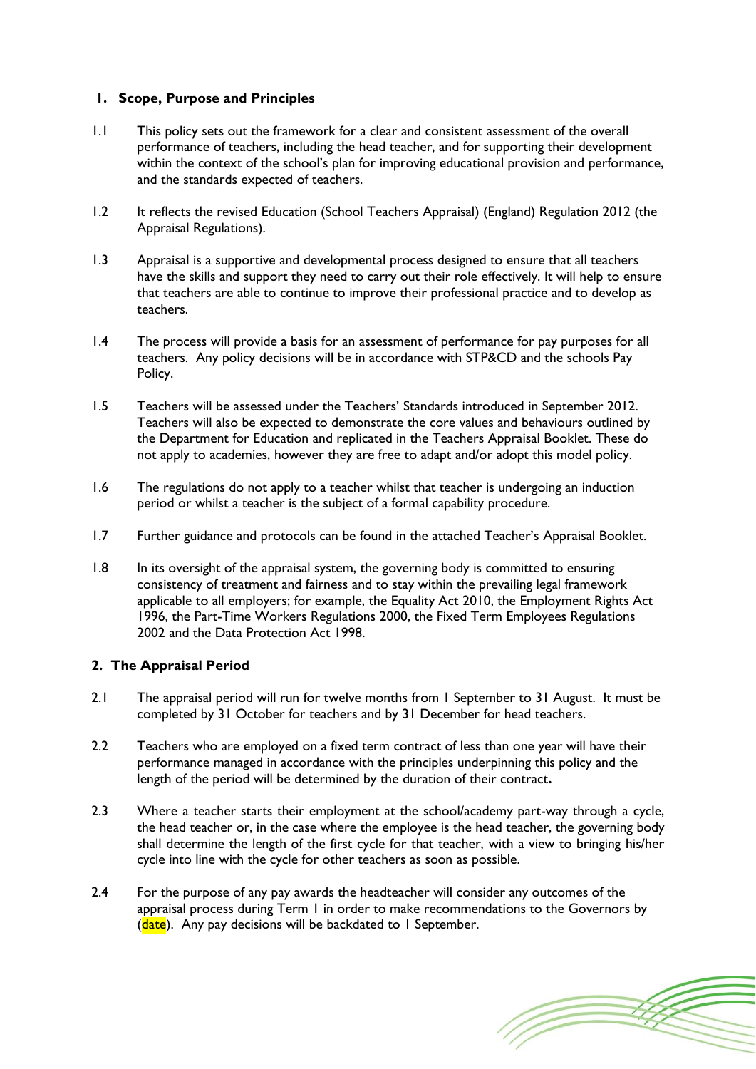## 1. Scope, Purpose and Principles

1.1 This policy sets out the framework for a clear and consistent assessment of the overall performance of teachers, including the head teacher, and for supporting their development within the context of the school's plan for improving educational provision and performance, and the standards expected of teachers.

1.2 It reflects the revised Education (School Teachers Appraisal) (England) Regulation 2012 (the Appraisal Regulations).

1.3 Appraisal is a supportive and developmental process designed to ensure that all teachers have the skills and support they need to carry out their role effectively. It will help to ensure that teachers are able to continue to improve their professional practice and to develop as teachers.

1.4 The process will provide a basis for an assessment of performance for pay purposes for all teachers. Any policy decisions will be in accordance with STP&CD and the schools Pay Policy.

1.5 Teachers will be assessed under the Teachers' Standards introduced in September 2012. Teachers will also be expected to demonstrate the core values and behaviours outlined by the Department for Education and replicated in the Teachers Appraisal Booklet. These do not apply to academies, however they are free to adapt and/or adopt this model policy.

1.6 The regulations do not apply to a teacher whilst that teacher is undergoing an induction period or whilst a teacher is the subject of a formal capability procedure.

1.7 Further guidance and protocols can be found in the attached Teacher's Appraisal Booklet.

1.8 In its oversight of the appraisal system, the governing body is committed to ensuring consistency of treatment and fairness and to stay within the prevailing legal framework applicable to all employers; for example, the Equality Act 2010, the Employment Rights Act 1996, the Part-Time Workers Regulations 2000, the Fixed Term Employees Regulations 2002 and the Data Protection Act 1998.

## 2. The Appraisal Period

2.1 The appraisal period will run for twelve months from 1 September to 31 August. It must be completed by 31 October for teachers and by 31 December for head teachers.

2.2 Teachers who are employed on a fixed term contract of less than one year will have their performance managed in accordance with the principles underpinning this policy and the length of the period will be determined by the duration of their contract**.**

2.3 Where a teacher starts their employment at the school/academy part-way through a cycle, the head teacher or, in the case where the employee is the head teacher, the governing body shall determine the length of the first cycle for that teacher, with a view to bringing his/her cycle into line with the cycle for other teachers as soon as possible.

2.4 For the purpose of any pay awards the headteacher will consider any outcomes of the appraisal process during Term 1 in order to make recommendations to the Governors by (date). Any pay decisions will be backdated to 1 September.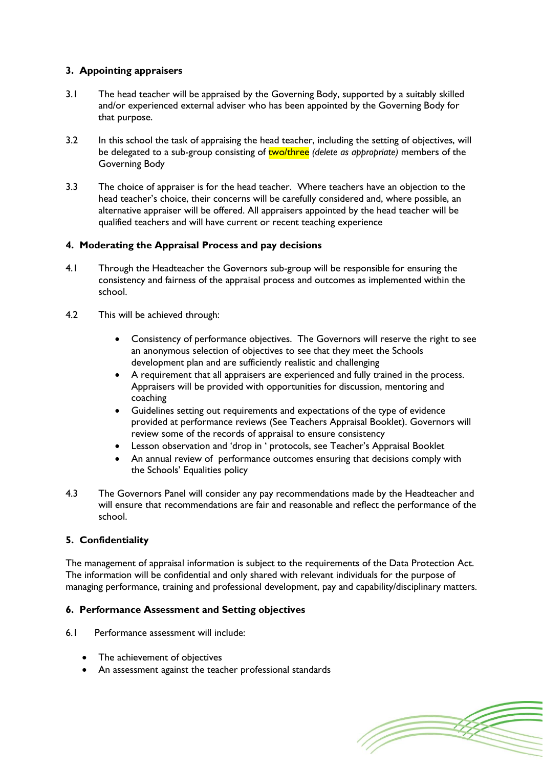## 3. Appointing appraisers

3.1 The head teacher will be appraised by the Governing Body, supported by a suitably skilled and/or experienced external adviser who has been appointed by the Governing Body for that purpose.

3.2 In this school the task of appraising the head teacher, including the setting of objectives, will be delegated to a sub-group consisting of two/three *(delete as appropriate)* members of the Governing Body

3.3 The choice of appraiser is for the head teacher. Where teachers have an objection to the head teacher's choice, their concerns will be carefully considered and, where possible, an alternative appraiser will be offered. All appraisers appointed by the head teacher will be qualified teachers and will have current or recent teaching experience

## 4. Moderating the Appraisal Process and pay decisions

4.1 Through the Headteacher the Governors sub-group will be responsible for ensuring the consistency and fairness of the appraisal process and outcomes as implemented within the school.

4.2 This will be achieved through:

- Consistency of performance objectives. The Governors will reserve the right to see an anonymous selection of objectives to see that they meet the Schools development plan and are sufficiently realistic and challenging
- A requirement that all appraisers are experienced and fully trained in the process. Appraisers will be provided with opportunities for discussion, mentoring and coaching
- Guidelines setting out requirements and expectations of the type of evidence provided at performance reviews (See Teachers Appraisal Booklet). Governors will review some of the records of appraisal to ensure consistency
- Lesson observation and 'drop in ' protocols, see Teacher's Appraisal Booklet
- An annual review of performance outcomes ensuring that decisions comply with the Schools' Equalities policy

4.3 The Governors Panel will consider any pay recommendations made by the Headteacher and will ensure that recommendations are fair and reasonable and reflect the performance of the school.

## 5. Confidentiality

The management of appraisal information is subject to the requirements of the Data Protection Act. The information will be confidential and only shared with relevant individuals for the purpose of managing performance, training and professional development, pay and capability/disciplinary matters.

## 6. Performance Assessment and Setting objectives

6.1 Performance assessment will include:

- The achievement of objectives
- An assessment against the teacher professional standards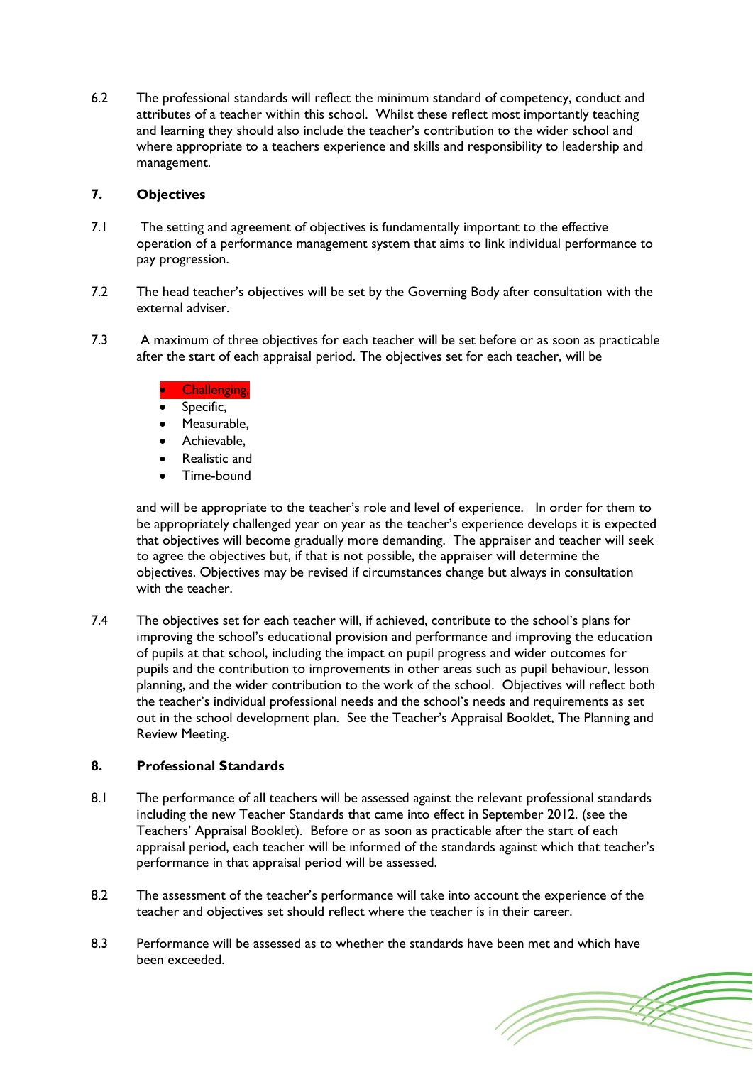6.2 The professional standards will reflect the minimum standard of competency, conduct and attributes of a teacher within this school. Whilst these reflect most importantly teaching and learning they should also include the teacher's contribution to the wider school and where appropriate to a teachers experience and skills and responsibility to leadership and management.

## 7. Objectives

7.1 The setting and agreement of objectives is fundamentally important to the effective operation of a performance management system that aims to link individual performance to pay progression.

7.2 The head teacher's objectives will be set by the Governing Body after consultation with the external adviser.

7.3 A maximum of three objectives for each teacher will be set before or as soon as practicable after the start of each appraisal period. The objectives set for each teacher, will be

- Challenging,
- Specific,
- Measurable,
- Achievable,
- Realistic and
- Time-bound

and will be appropriate to the teacher's role and level of experience. In order for them to be appropriately challenged year on year as the teacher's experience develops it is expected that objectives will become gradually more demanding. The appraiser and teacher will seek to agree the objectives but, if that is not possible, the appraiser will determine the objectives. Objectives may be revised if circumstances change but always in consultation with the teacher.

7.4 The objectives set for each teacher will, if achieved, contribute to the school's plans for improving the school's educational provision and performance and improving the education of pupils at that school, including the impact on pupil progress and wider outcomes for pupils and the contribution to improvements in other areas such as pupil behaviour, lesson planning, and the wider contribution to the work of the school. Objectives will reflect both the teacher's individual professional needs and the school's needs and requirements as set out in the school development plan. See the Teacher's Appraisal Booklet, The Planning and Review Meeting.

## 8. Professional Standards

8.1 The performance of all teachers will be assessed against the relevant professional standards including the new Teacher Standards that came into effect in September 2012. (see the Teachers' Appraisal Booklet). Before or as soon as practicable after the start of each appraisal period, each teacher will be informed of the standards against which that teacher's performance in that appraisal period will be assessed.

8.2 The assessment of the teacher's performance will take into account the experience of the teacher and objectives set should reflect where the teacher is in their career.

8.3 Performance will be assessed as to whether the standards have been met and which have been exceeded.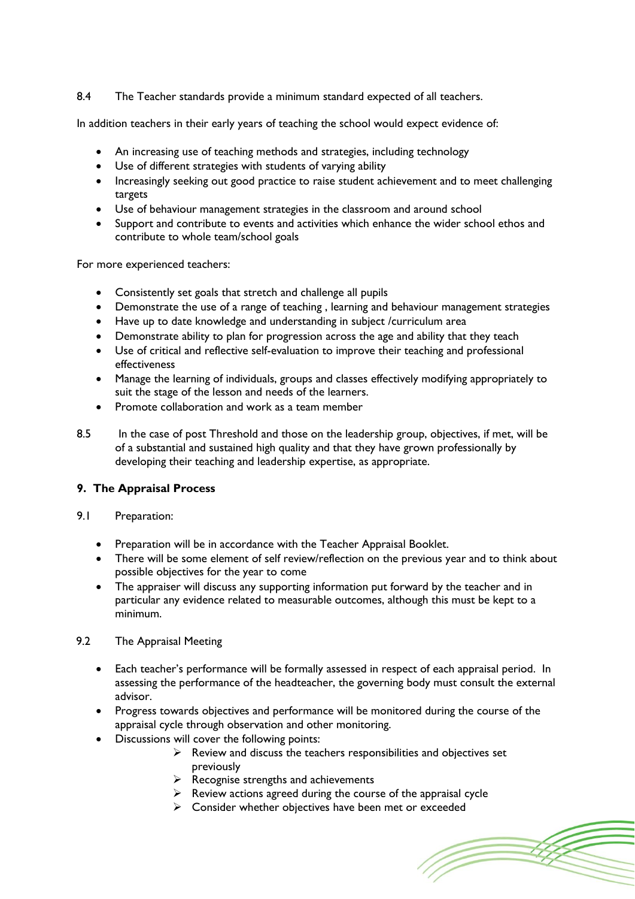8.4 The Teacher standards provide a minimum standard expected of all teachers.

In addition teachers in their early years of teaching the school would expect evidence of:

- An increasing use of teaching methods and strategies, including technology
- Use of different strategies with students of varying ability
- Increasingly seeking out good practice to raise student achievement and to meet challenging targets
- Use of behaviour management strategies in the classroom and around school
- Support and contribute to events and activities which enhance the wider school ethos and contribute to whole team/school goals

For more experienced teachers:

- Consistently set goals that stretch and challenge all pupils
- Demonstrate the use of a range of teaching , learning and behaviour management strategies
- Have up to date knowledge and understanding in subject /curriculum area
- Demonstrate ability to plan for progression across the age and ability that they teach
- Use of critical and reflective self-evaluation to improve their teaching and professional effectiveness
- Manage the learning of individuals, groups and classes effectively modifying appropriately to suit the stage of the lesson and needs of the learners.
- Promote collaboration and work as a team member

8.5 In the case of post Threshold and those on the leadership group, objectives, if met, will be of a substantial and sustained high quality and that they have grown professionally by developing their teaching and leadership expertise, as appropriate.

## 9. The Appraisal Process

9.1 Preparation:

- Preparation will be in accordance with the Teacher Appraisal Booklet.
- There will be some element of self review/reflection on the previous year and to think about possible objectives for the year to come
- The appraiser will discuss any supporting information put forward by the teacher and in particular any evidence related to measurable outcomes, although this must be kept to a minimum.

9.2 The Appraisal Meeting

- Each teacher's performance will be formally assessed in respect of each appraisal period. In assessing the performance of the headteacher, the governing body must consult the external advisor.
- Progress towards objectives and performance will be monitored during the course of the appraisal cycle through observation and other monitoring.
- Discussions will cover the following points:
  - Review and discuss the teachers responsibilities and objectives set previously
  - Recognise strengths and achievements
  - Review actions agreed during the course of the appraisal cycle
  - Consider whether objectives have been met or exceeded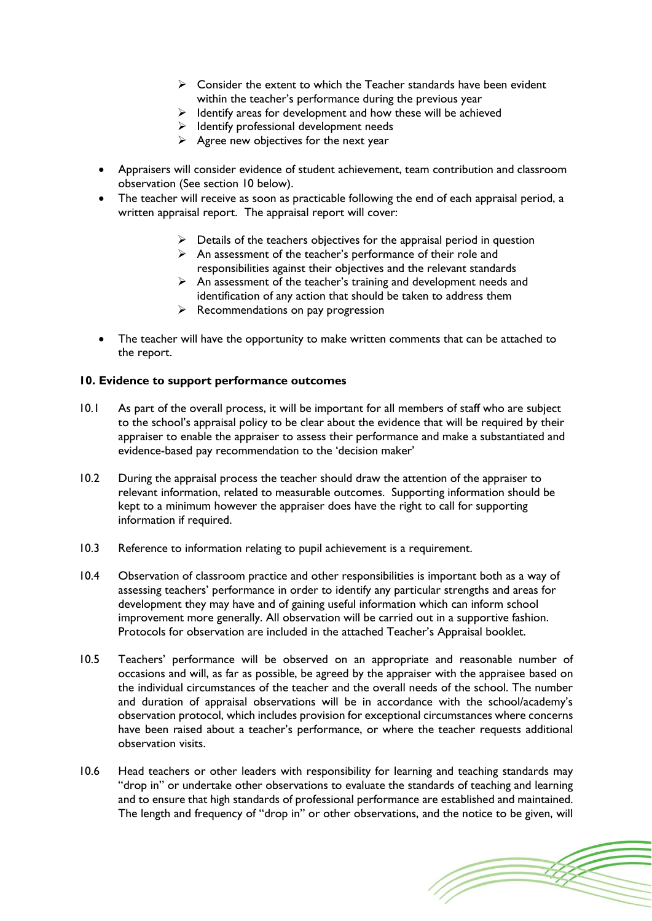- Consider the extent to which the Teacher standards have been evident within the teacher's performance during the previous year
- Identify areas for development and how these will be achieved
- Identify professional development needs
- Agree new objectives for the next year

- Appraisers will consider evidence of student achievement, team contribution and classroom observation (See section 10 below).
- The teacher will receive as soon as practicable following the end of each appraisal period, a written appraisal report. The appraisal report will cover:
  - Details of the teachers objectives for the appraisal period in question
  - An assessment of the teacher's performance of their role and responsibilities against their objectives and the relevant standards
  - An assessment of the teacher's training and development needs and identification of any action that should be taken to address them
  - Recommendations on pay progression
- The teacher will have the opportunity to make written comments that can be attached to the report.

**10. Evidence to support performance outcomes**

10.1 As part of the overall process, it will be important for all members of staff who are subject to the school's appraisal policy to be clear about the evidence that will be required by their appraiser to enable the appraiser to assess their performance and make a substantiated and evidence-based pay recommendation to the 'decision maker'

10.2 During the appraisal process the teacher should draw the attention of the appraiser to relevant information, related to measurable outcomes. Supporting information should be kept to a minimum however the appraiser does have the right to call for supporting information if required.

10.3 Reference to information relating to pupil achievement is a requirement.

10.4 Observation of classroom practice and other responsibilities is important both as a way of assessing teachers' performance in order to identify any particular strengths and areas for development they may have and of gaining useful information which can inform school improvement more generally. All observation will be carried out in a supportive fashion. Protocols for observation are included in the attached Teacher's Appraisal booklet.

10.5 Teachers' performance will be observed on an appropriate and reasonable number of occasions and will, as far as possible, be agreed by the appraiser with the appraisee based on the individual circumstances of the teacher and the overall needs of the school. The number and duration of appraisal observations will be in accordance with the school/academy's observation protocol, which includes provision for exceptional circumstances where concerns have been raised about a teacher's performance, or where the teacher requests additional observation visits.

10.6 Head teachers or other leaders with responsibility for learning and teaching standards may "drop in" or undertake other observations to evaluate the standards of teaching and learning and to ensure that high standards of professional performance are established and maintained. The length and frequency of "drop in" or other observations, and the notice to be given, will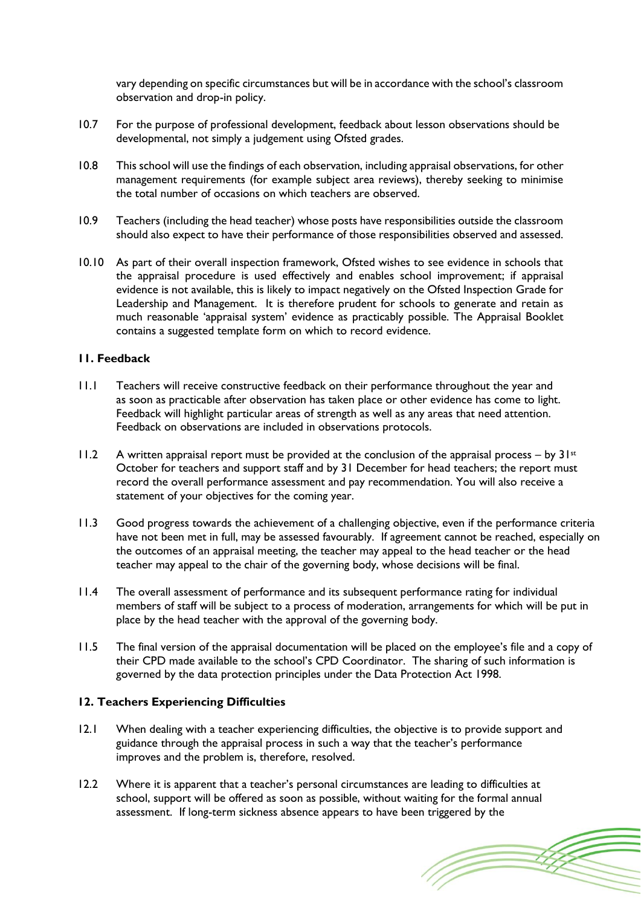vary depending on specific circumstances but will be in accordance with the school's classroom observation and drop-in policy.

10.7 For the purpose of professional development, feedback about lesson observations should be developmental, not simply a judgement using Ofsted grades.

10.8 This school will use the findings of each observation, including appraisal observations, for other management requirements (for example subject area reviews), thereby seeking to minimise the total number of occasions on which teachers are observed.

10.9 Teachers (including the head teacher) whose posts have responsibilities outside the classroom should also expect to have their performance of those responsibilities observed and assessed.

10.10 As part of their overall inspection framework, Ofsted wishes to see evidence in schools that the appraisal procedure is used effectively and enables school improvement; if appraisal evidence is not available, this is likely to impact negatively on the Ofsted Inspection Grade for Leadership and Management. It is therefore prudent for schools to generate and retain as much reasonable 'appraisal system' evidence as practicably possible. The Appraisal Booklet contains a suggested template form on which to record evidence.

### 11. Feedback

11.1 Teachers will receive constructive feedback on their performance throughout the year and as soon as practicable after observation has taken place or other evidence has come to light. Feedback will highlight particular areas of strength as well as any areas that need attention. Feedback on observations are included in observations protocols.

11.2 A written appraisal report must be provided at the conclusion of the appraisal process – by 31st October for teachers and support staff and by 31 December for head teachers; the report must record the overall performance assessment and pay recommendation. You will also receive a statement of your objectives for the coming year.

11.3 Good progress towards the achievement of a challenging objective, even if the performance criteria have not been met in full, may be assessed favourably. If agreement cannot be reached, especially on the outcomes of an appraisal meeting, the teacher may appeal to the head teacher or the head teacher may appeal to the chair of the governing body, whose decisions will be final.

11.4 The overall assessment of performance and its subsequent performance rating for individual members of staff will be subject to a process of moderation, arrangements for which will be put in place by the head teacher with the approval of the governing body.

11.5 The final version of the appraisal documentation will be placed on the employee's file and a copy of their CPD made available to the school's CPD Coordinator. The sharing of such information is governed by the data protection principles under the Data Protection Act 1998.

### 12. Teachers Experiencing Difficulties

12.1 When dealing with a teacher experiencing difficulties, the objective is to provide support and guidance through the appraisal process in such a way that the teacher's performance improves and the problem is, therefore, resolved.

12.2 Where it is apparent that a teacher's personal circumstances are leading to difficulties at school, support will be offered as soon as possible, without waiting for the formal annual assessment. If long-term sickness absence appears to have been triggered by the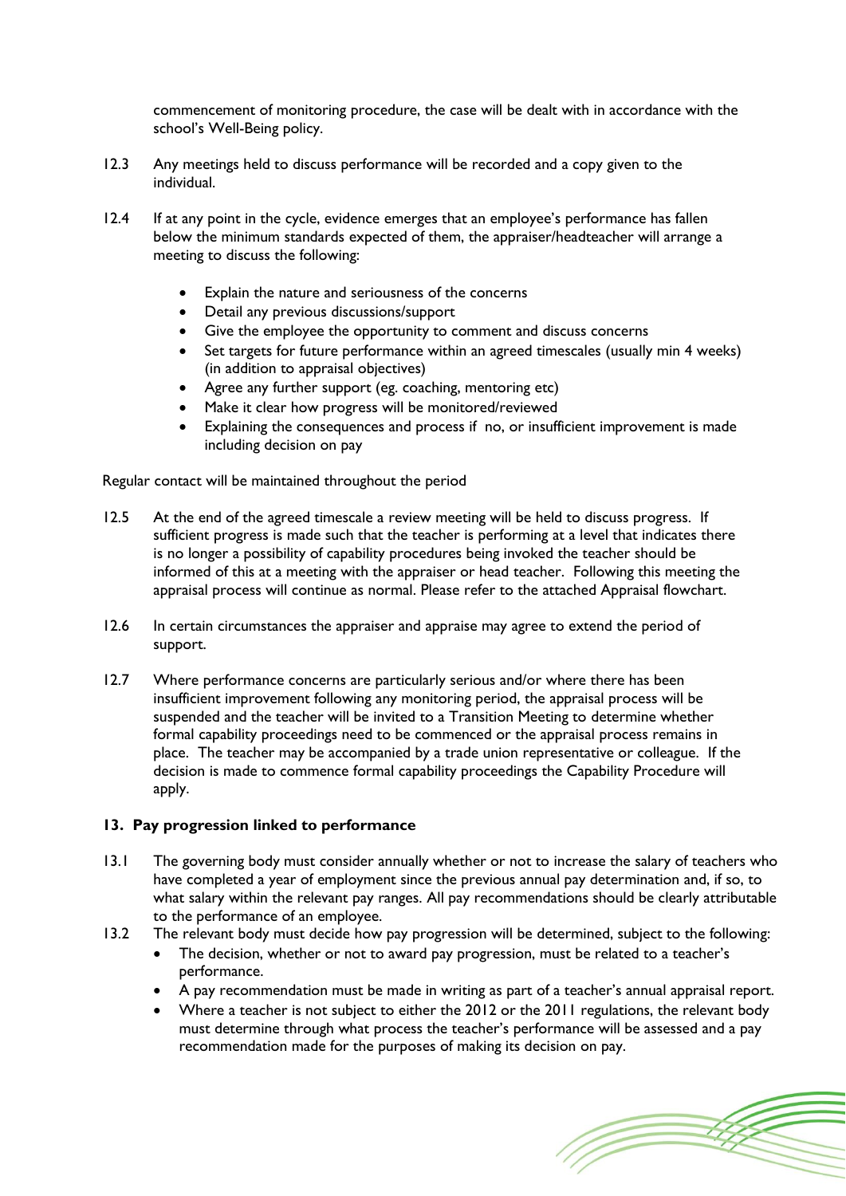commencement of monitoring procedure, the case will be dealt with in accordance with the school's Well-Being policy.

12.3 Any meetings held to discuss performance will be recorded and a copy given to the individual.

12.4 If at any point in the cycle, evidence emerges that an employee's performance has fallen below the minimum standards expected of them, the appraiser/headteacher will arrange a meeting to discuss the following:

- Explain the nature and seriousness of the concerns
- Detail any previous discussions/support
- Give the employee the opportunity to comment and discuss concerns
- Set targets for future performance within an agreed timescales (usually min 4 weeks) (in addition to appraisal objectives)
- Agree any further support (eg. coaching, mentoring etc)
- Make it clear how progress will be monitored/reviewed
- Explaining the consequences and process if no, or insufficient improvement is made including decision on pay

Regular contact will be maintained throughout the period

12.5 At the end of the agreed timescale a review meeting will be held to discuss progress. If sufficient progress is made such that the teacher is performing at a level that indicates there is no longer a possibility of capability procedures being invoked the teacher should be informed of this at a meeting with the appraiser or head teacher. Following this meeting the appraisal process will continue as normal. Please refer to the attached Appraisal flowchart.

12.6 In certain circumstances the appraiser and appraise may agree to extend the period of support.

12.7 Where performance concerns are particularly serious and/or where there has been insufficient improvement following any monitoring period, the appraisal process will be suspended and the teacher will be invited to a Transition Meeting to determine whether formal capability proceedings need to be commenced or the appraisal process remains in place. The teacher may be accompanied by a trade union representative or colleague. If the decision is made to commence formal capability proceedings the Capability Procedure will apply.

## 13. Pay progression linked to performance

13.1 The governing body must consider annually whether or not to increase the salary of teachers who have completed a year of employment since the previous annual pay determination and, if so, to what salary within the relevant pay ranges. All pay recommendations should be clearly attributable to the performance of an employee.

13.2 The relevant body must decide how pay progression will be determined, subject to the following:

- The decision, whether or not to award pay progression, must be related to a teacher's performance.
- A pay recommendation must be made in writing as part of a teacher's annual appraisal report.
- Where a teacher is not subject to either the 2012 or the 2011 regulations, the relevant body must determine through what process the teacher's performance will be assessed and a pay recommendation made for the purposes of making its decision on pay.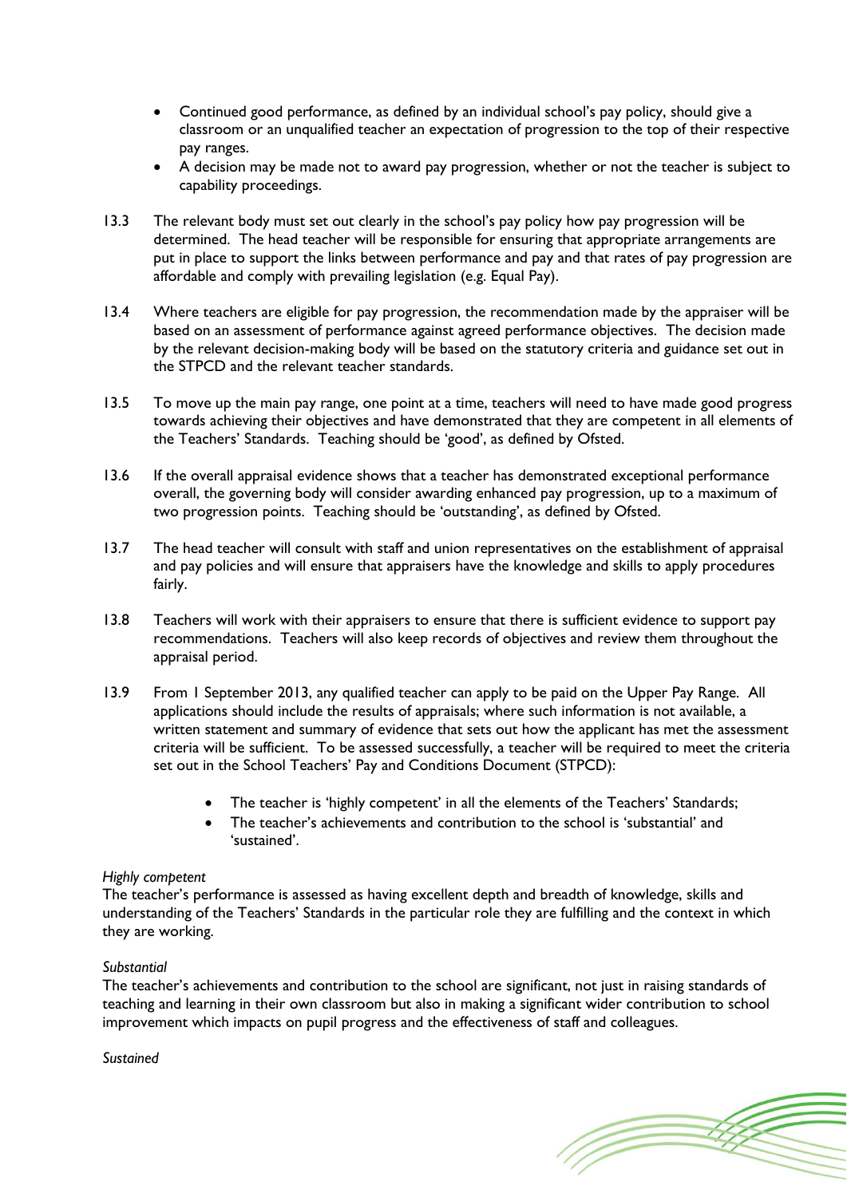- Continued good performance, as defined by an individual school's pay policy, should give a classroom or an unqualified teacher an expectation of progression to the top of their respective pay ranges.
- A decision may be made not to award pay progression, whether or not the teacher is subject to capability proceedings.

13.3 The relevant body must set out clearly in the school's pay policy how pay progression will be determined. The head teacher will be responsible for ensuring that appropriate arrangements are put in place to support the links between performance and pay and that rates of pay progression are affordable and comply with prevailing legislation (e.g. Equal Pay).

13.4 Where teachers are eligible for pay progression, the recommendation made by the appraiser will be based on an assessment of performance against agreed performance objectives. The decision made by the relevant decision-making body will be based on the statutory criteria and guidance set out in the STPCD and the relevant teacher standards.

13.5 To move up the main pay range, one point at a time, teachers will need to have made good progress towards achieving their objectives and have demonstrated that they are competent in all elements of the Teachers' Standards. Teaching should be 'good', as defined by Ofsted.

13.6 If the overall appraisal evidence shows that a teacher has demonstrated exceptional performance overall, the governing body will consider awarding enhanced pay progression, up to a maximum of two progression points. Teaching should be 'outstanding', as defined by Ofsted.

13.7 The head teacher will consult with staff and union representatives on the establishment of appraisal and pay policies and will ensure that appraisers have the knowledge and skills to apply procedures fairly.

13.8 Teachers will work with their appraisers to ensure that there is sufficient evidence to support pay recommendations. Teachers will also keep records of objectives and review them throughout the appraisal period.

13.9 From 1 September 2013, any qualified teacher can apply to be paid on the Upper Pay Range. All applications should include the results of appraisals; where such information is not available, a written statement and summary of evidence that sets out how the applicant has met the assessment criteria will be sufficient. To be assessed successfully, a teacher will be required to meet the criteria set out in the School Teachers' Pay and Conditions Document (STPCD):

- The teacher is 'highly competent' in all the elements of the Teachers' Standards;
- The teacher's achievements and contribution to the school is 'substantial' and 'sustained'.

*Highly competent*
The teacher's performance is assessed as having excellent depth and breadth of knowledge, skills and understanding of the Teachers' Standards in the particular role they are fulfilling and the context in which they are working.

*Substantial*
The teacher's achievements and contribution to the school are significant, not just in raising standards of teaching and learning in their own classroom but also in making a significant wider contribution to school improvement which impacts on pupil progress and the effectiveness of staff and colleagues.

*Sustained*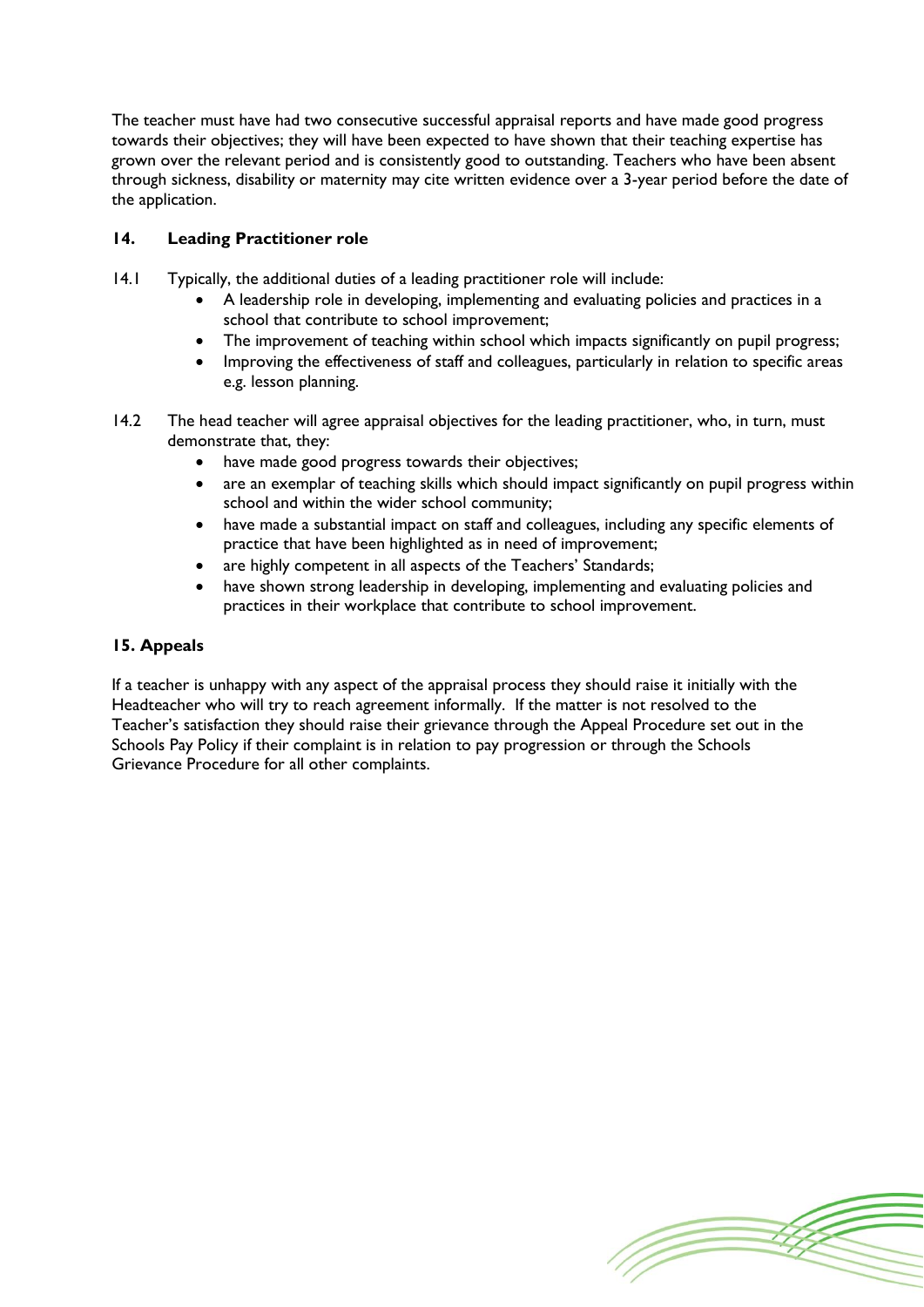The teacher must have had two consecutive successful appraisal reports and have made good progress towards their objectives; they will have been expected to have shown that their teaching expertise has grown over the relevant period and is consistently good to outstanding. Teachers who have been absent through sickness, disability or maternity may cite written evidence over a 3-year period before the date of the application.

## 14. Leading Practitioner role

14.1 Typically, the additional duties of a leading practitioner role will include:

- A leadership role in developing, implementing and evaluating policies and practices in a school that contribute to school improvement;
- The improvement of teaching within school which impacts significantly on pupil progress;
- Improving the effectiveness of staff and colleagues, particularly in relation to specific areas e.g. lesson planning.

14.2 The head teacher will agree appraisal objectives for the leading practitioner, who, in turn, must demonstrate that, they:

- have made good progress towards their objectives;
- are an exemplar of teaching skills which should impact significantly on pupil progress within school and within the wider school community;
- have made a substantial impact on staff and colleagues, including any specific elements of practice that have been highlighted as in need of improvement;
- are highly competent in all aspects of the Teachers' Standards;
- have shown strong leadership in developing, implementing and evaluating policies and practices in their workplace that contribute to school improvement.

## 15. Appeals

If a teacher is unhappy with any aspect of the appraisal process they should raise it initially with the Headteacher who will try to reach agreement informally. If the matter is not resolved to the Teacher's satisfaction they should raise their grievance through the Appeal Procedure set out in the Schools Pay Policy if their complaint is in relation to pay progression or through the Schools Grievance Procedure for all other complaints.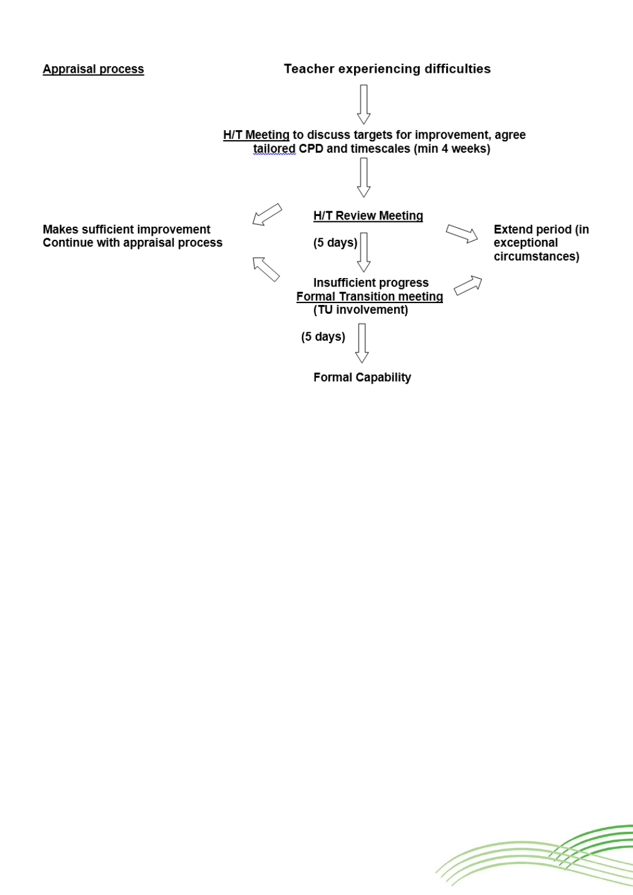<u>Appraisal process</u>

**Teacher experiencing difficulties**

**<u>H/T Meeting</u> to discuss targets for improvement, agree <u>tailored</u> CPD and timescales (min 4 weeks)**

**<u>H/T Review Meeting</u>**

**Makes sufficient improvement**
**Continue with appraisal process**

**Extend period (in exceptional circumstances)**

**(5 days)**

**Insufficient progress**
**<u>Formal Transition meeting</u>**
**(TU involvement)**

**(5 days)**

**Formal Capability**